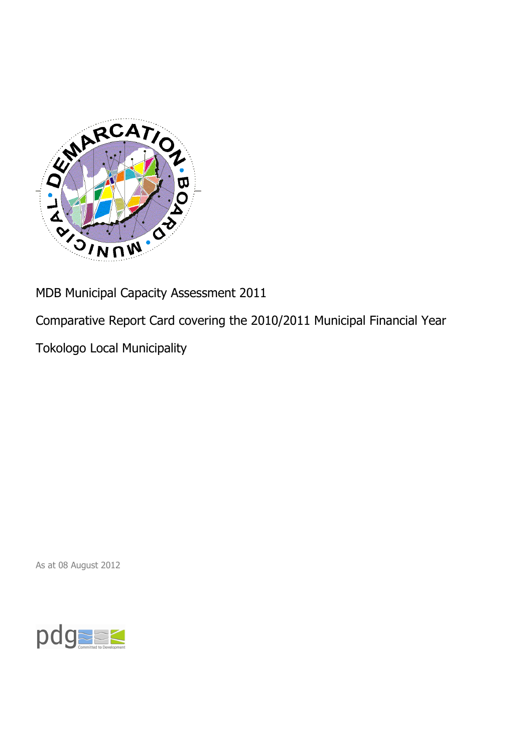MDB Municipal Capacity Assessment 2011

Comparative Report Card covering the 2010/2011 Municipal Financial Year

Tokologo Local Municipality

As at 08 August 2012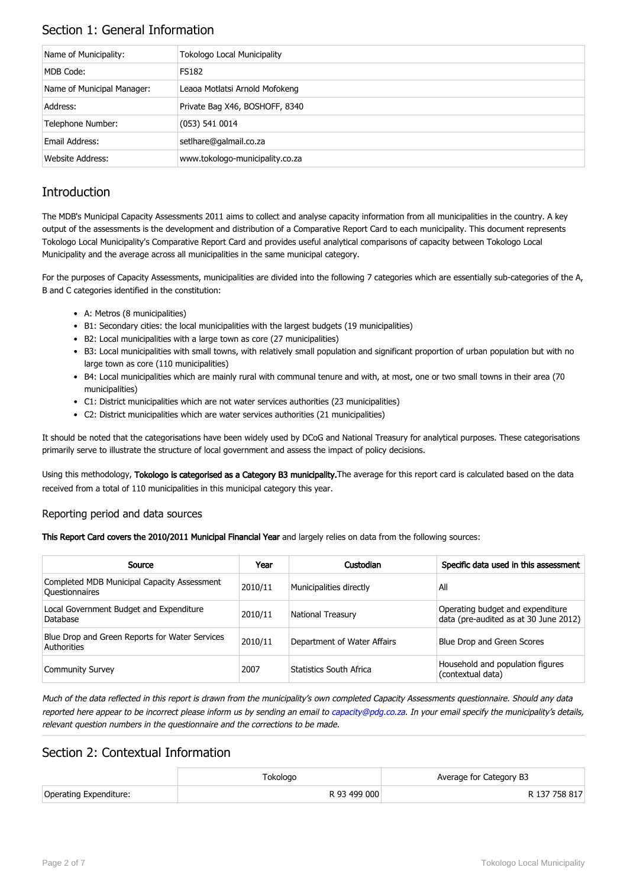## Section 1: General Information

| | |
|---|---|
| Name of Municipality: | Tokologo Local Municipality |
| MDB Code: | FS182 |
| Name of Municipal Manager: | Leaoa Motlatsi Arnold Mofokeng |
| Address: | Private Bag X46, BOSHOFF, 8340 |
| Telephone Number: | (053) 541 0014 |
| Email Address: | setlhare@galmail.co.za |
| Website Address: | www.tokologo-municipality.co.za |

## Introduction

The MDB's Municipal Capacity Assessments 2011 aims to collect and analyse capacity information from all municipalities in the country. A key output of the assessments is the development and distribution of a Comparative Report Card to each municipality. This document represents Tokologo Local Municipality's Comparative Report Card and provides useful analytical comparisons of capacity between Tokologo Local Municipality and the average across all municipalities in the same municipal category.

For the purposes of Capacity Assessments, municipalities are divided into the following 7 categories which are essentially sub-categories of the A, B and C categories identified in the constitution:

- A: Metros (8 municipalities)
- B1: Secondary cities: the local municipalities with the largest budgets (19 municipalities)
- B2: Local municipalities with a large town as core (27 municipalities)
- B3: Local municipalities with small towns, with relatively small population and significant proportion of urban population but with no large town as core (110 municipalities)
- B4: Local municipalities which are mainly rural with communal tenure and with, at most, one or two small towns in their area (70 municipalities)
- C1: District municipalities which are not water services authorities (23 municipalities)
- C2: District municipalities which are water services authorities (21 municipalities)

It should be noted that the categorisations have been widely used by DCoG and National Treasury for analytical purposes. These categorisations primarily serve to illustrate the structure of local government and assess the impact of policy decisions.

Using this methodology, **Tokologo is categorised as a Category B3 municipality.** The average for this report card is calculated based on the data received from a total of 110 municipalities in this municipal category this year.

### Reporting period and data sources

**This Report Card covers the 2010/2011 Municipal Financial Year** and largely relies on data from the following sources:

| Source | Year | Custodian | Specific data used in this assessment |
|---|---|---|---|
| Completed MDB Municipal Capacity Assessment Questionnaires | 2010/11 | Municipalities directly | All |
| Local Government Budget and Expenditure Database | 2010/11 | National Treasury | Operating budget and expenditure data (pre-audited as at 30 June 2012) |
| Blue Drop and Green Reports for Water Services Authorities | 2010/11 | Department of Water Affairs | Blue Drop and Green Scores |
| Community Survey | 2007 | Statistics South Africa | Household and population figures (contextual data) |

*Much of the data reflected in this report is drawn from the municipality's own completed Capacity Assessments questionnaire. Should any data reported here appear to be incorrect please inform us by sending an email to capacity@pdg.co.za. In your email specify the municipality's details, relevant question numbers in the questionnaire and the corrections to be made.*

## Section 2: Contextual Information

| | Tokologo | Average for Category B3 |
|---|---|---|
| Operating Expenditure: | R 93 499 000 | R 137 758 817 |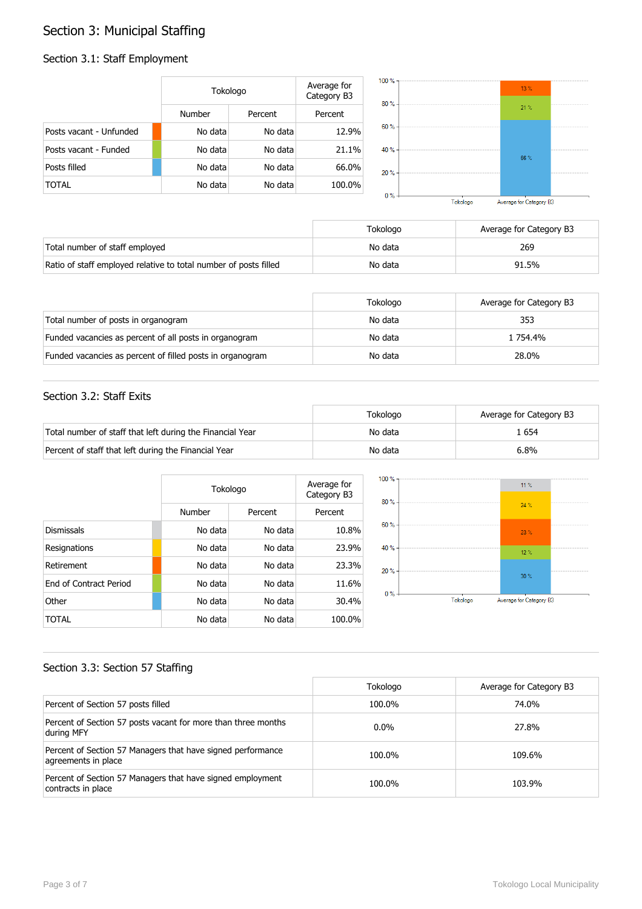# Section 3: Municipal Staffing

## Section 3.1: Staff Employment

| | Tokologo | | Average for Category B3 |
|---|---|---|---|
| | Number | Percent | Percent |
| Posts vacant - Unfunded | No data | No data | 12.9% |
| Posts vacant - Funded | No data | No data | 21.1% |
| Posts filled | No data | No data | 66.0% |
| TOTAL | No data | No data | 100.0% |

| | Tokologo | Average for Category B3 |
|---|---|---|
| Total number of staff employed | No data | 269 |
| Ratio of staff employed relative to total number of posts filled | No data | 91.5% |

| | Tokologo | Average for Category B3 |
|---|---|---|
| Total number of posts in organogram | No data | 353 |
| Funded vacancies as percent of all posts in organogram | No data | 1 754.4% |
| Funded vacancies as percent of filled posts in organogram | No data | 28.0% |

## Section 3.2: Staff Exits

| | Tokologo | Average for Category B3 |
|---|---|---|
| Total number of staff that left during the Financial Year | No data | 1 654 |
| Percent of staff that left during the Financial Year | No data | 6.8% |

| | Tokologo | | Average for Category B3 |
|---|---|---|---|
| | Number | Percent | Percent |
| Dismissals | No data | No data | 10.8% |
| Resignations | No data | No data | 23.9% |
| Retirement | No data | No data | 23.3% |
| End of Contract Period | No data | No data | 11.6% |
| Other | No data | No data | 30.4% |
| TOTAL | No data | No data | 100.0% |

## Section 3.3: Section 57 Staffing

| | Tokologo | Average for Category B3 |
|---|---|---|
| Percent of Section 57 posts filled | 100.0% | 74.0% |
| Percent of Section 57 posts vacant for more than three months during MFY | 0.0% | 27.8% |
| Percent of Section 57 Managers that have signed performance agreements in place | 100.0% | 109.6% |
| Percent of Section 57 Managers that have signed employment contracts in place | 100.0% | 103.9% |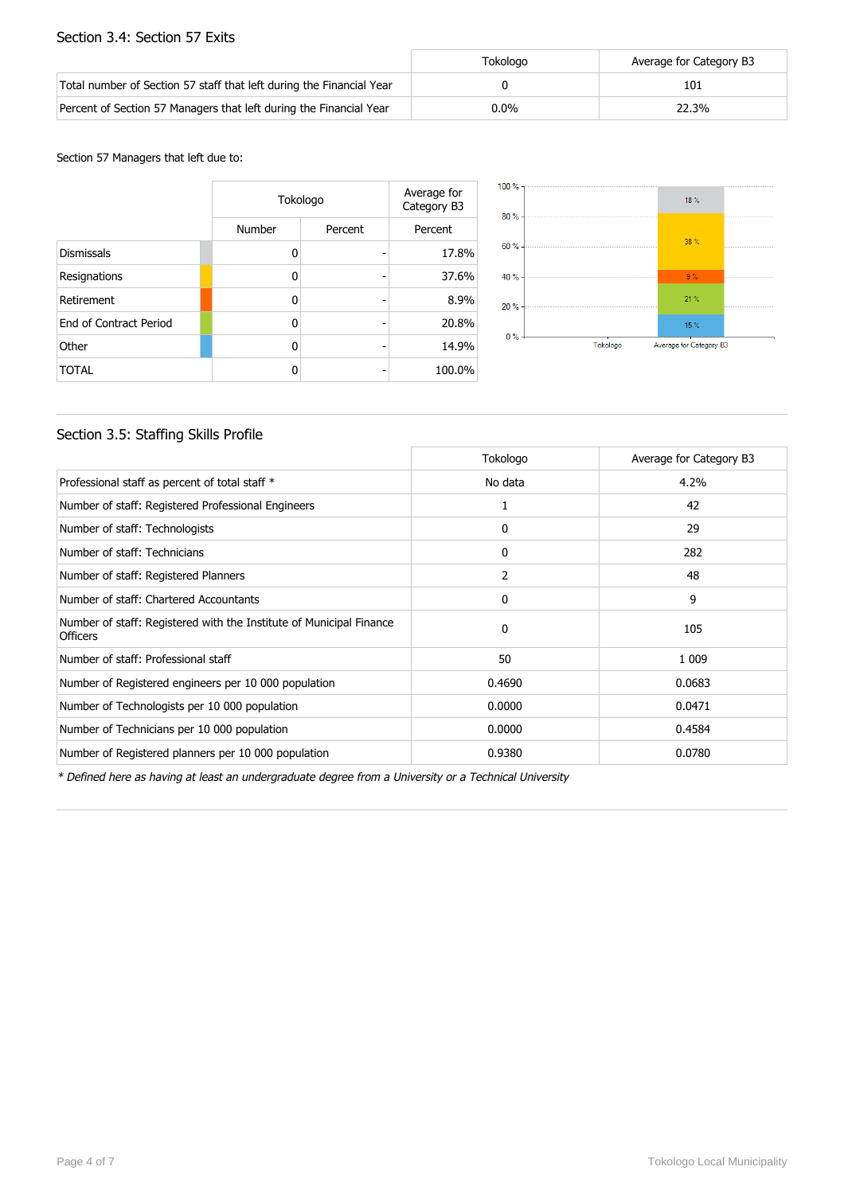## Section 3.4: Section 57 Exits

| | Tokologo | Average for Category B3 |
|---|---|---|
| Total number of Section 57 staff that left during the Financial Year | 0 | 101 |
| Percent of Section 57 Managers that left during the Financial Year | 0.0% | 22.3% |

Section 57 Managers that left due to:

| | Tokologo | | Average for Category B3 |
|---|---|---|---|
| | Number | Percent | Percent |
| Dismissals | 0 | - | 17.8% |
| Resignations | 0 | - | 37.6% |
| Retirement | 0 | - | 8.9% |
| End of Contract Period | 0 | - | 20.8% |
| Other | 0 | - | 14.9% |
| TOTAL | 0 | - | 100.0% |

## Section 3.5: Staffing Skills Profile

| | Tokologo | Average for Category B3 |
|---|---|---|
| Professional staff as percent of total staff * | No data | 4.2% |
| Number of staff: Registered Professional Engineers | 1 | 42 |
| Number of staff: Technologists | 0 | 29 |
| Number of staff: Technicians | 0 | 282 |
| Number of staff: Registered Planners | 2 | 48 |
| Number of staff: Chartered Accountants | 0 | 9 |
| Number of staff: Registered with the Institute of Municipal Finance Officers | 0 | 105 |
| Number of staff: Professional staff | 50 | 1 009 |
| Number of Registered engineers per 10 000 population | 0.4690 | 0.0683 |
| Number of Technologists per 10 000 population | 0.0000 | 0.0471 |
| Number of Technicians per 10 000 population | 0.0000 | 0.4584 |
| Number of Registered planners per 10 000 population | 0.9380 | 0.0780 |

*\* Defined here as having at least an undergraduate degree from a University or a Technical University*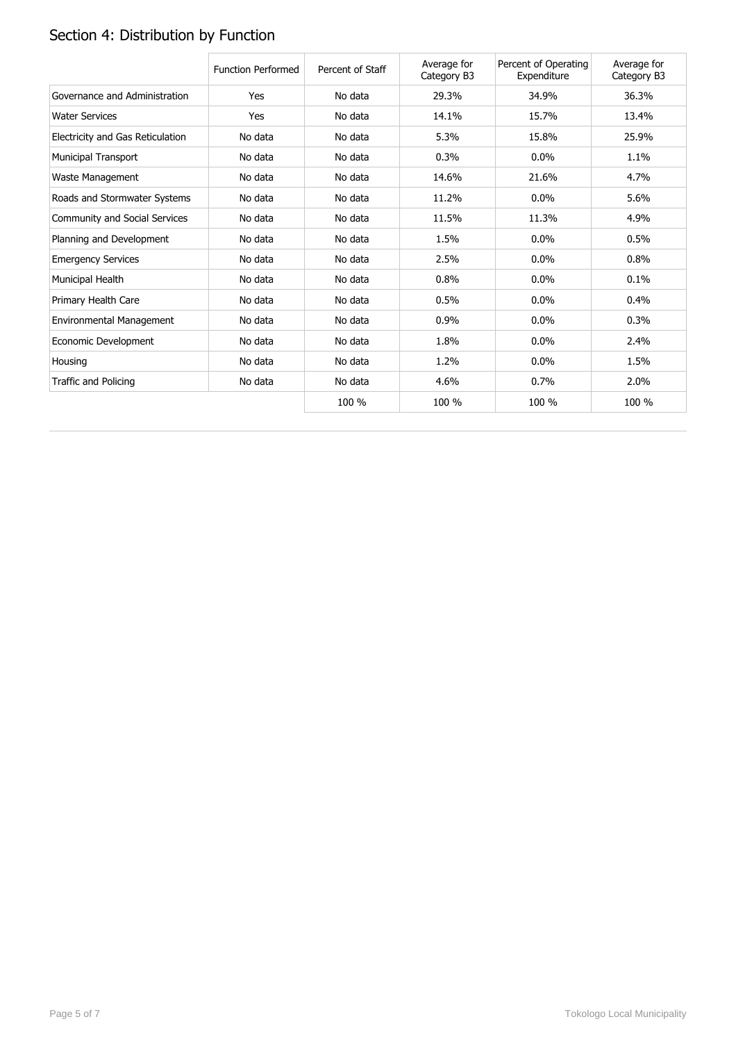## Section 4: Distribution by Function

| | Function Performed | Percent of Staff | Average for Category B3 | Percent of Operating Expenditure | Average for Category B3 |
|---|---|---|---|---|---|
| Governance and Administration | Yes | No data | 29.3% | 34.9% | 36.3% |
| Water Services | Yes | No data | 14.1% | 15.7% | 13.4% |
| Electricity and Gas Reticulation | No data | No data | 5.3% | 15.8% | 25.9% |
| Municipal Transport | No data | No data | 0.3% | 0.0% | 1.1% |
| Waste Management | No data | No data | 14.6% | 21.6% | 4.7% |
| Roads and Stormwater Systems | No data | No data | 11.2% | 0.0% | 5.6% |
| Community and Social Services | No data | No data | 11.5% | 11.3% | 4.9% |
| Planning and Development | No data | No data | 1.5% | 0.0% | 0.5% |
| Emergency Services | No data | No data | 2.5% | 0.0% | 0.8% |
| Municipal Health | No data | No data | 0.8% | 0.0% | 0.1% |
| Primary Health Care | No data | No data | 0.5% | 0.0% | 0.4% |
| Environmental Management | No data | No data | 0.9% | 0.0% | 0.3% |
| Economic Development | No data | No data | 1.8% | 0.0% | 2.4% |
| Housing | No data | No data | 1.2% | 0.0% | 1.5% |
| Traffic and Policing | No data | No data | 4.6% | 0.7% | 2.0% |
| | | 100 % | 100 % | 100 % | 100 % |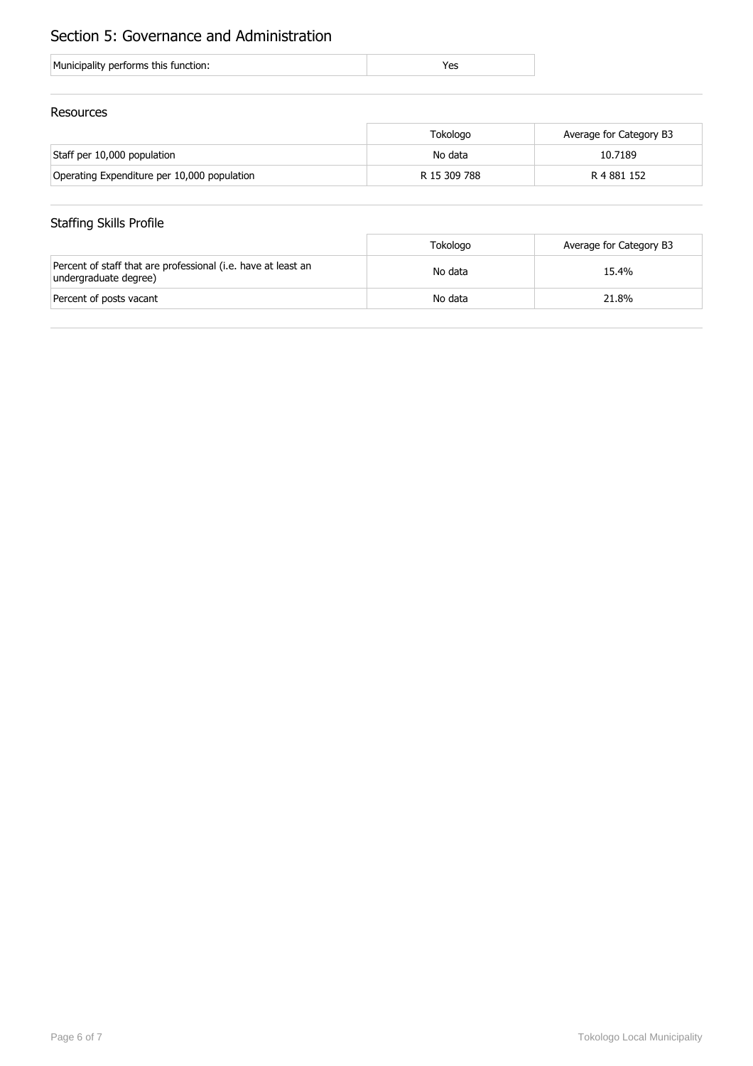# Section 5: Governance and Administration

| Municipality performs this function: | Yes |
|---|---|

## Resources

| | Tokologo | Average for Category B3 |
|---|---|---|
| Staff per 10,000 population | No data | 10.7189 |
| Operating Expenditure per 10,000 population | R 15 309 788 | R 4 881 152 |

## Staffing Skills Profile

| | Tokologo | Average for Category B3 |
|---|---|---|
| Percent of staff that are professional (i.e. have at least an undergraduate degree) | No data | 15.4% |
| Percent of posts vacant | No data | 21.8% |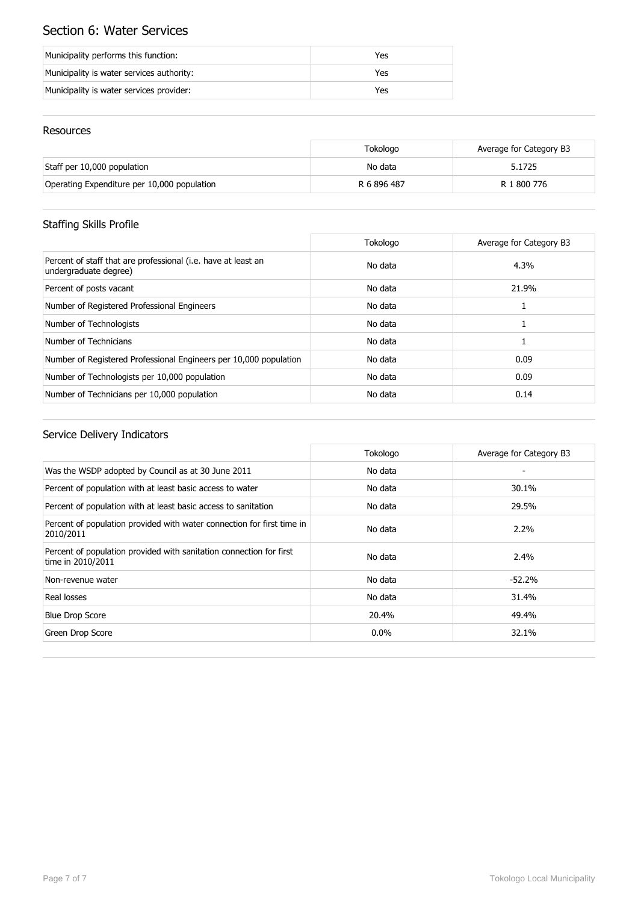# Section 6: Water Services

| | |
|---|---|
| Municipality performs this function: | Yes |
| Municipality is water services authority: | Yes |
| Municipality is water services provider: | Yes |

## Resources

| | Tokologo | Average for Category B3 |
|---|---|---|
| Staff per 10,000 population | No data | 5.1725 |
| Operating Expenditure per 10,000 population | R 6 896 487 | R 1 800 776 |

## Staffing Skills Profile

| | Tokologo | Average for Category B3 |
|---|---|---|
| Percent of staff that are professional (i.e. have at least an undergraduate degree) | No data | 4.3% |
| Percent of posts vacant | No data | 21.9% |
| Number of Registered Professional Engineers | No data | 1 |
| Number of Technologists | No data | 1 |
| Number of Technicians | No data | 1 |
| Number of Registered Professional Engineers per 10,000 population | No data | 0.09 |
| Number of Technologists per 10,000 population | No data | 0.09 |
| Number of Technicians per 10,000 population | No data | 0.14 |

## Service Delivery Indicators

| | Tokologo | Average for Category B3 |
|---|---|---|
| Was the WSDP adopted by Council as at 30 June 2011 | No data | - |
| Percent of population with at least basic access to water | No data | 30.1% |
| Percent of population with at least basic access to sanitation | No data | 29.5% |
| Percent of population provided with water connection for first time in 2010/2011 | No data | 2.2% |
| Percent of population provided with sanitation connection for first time in 2010/2011 | No data | 2.4% |
| Non-revenue water | No data | -52.2% |
| Real losses | No data | 31.4% |
| Blue Drop Score | 20.4% | 49.4% |
| Green Drop Score | 0.0% | 32.1% |